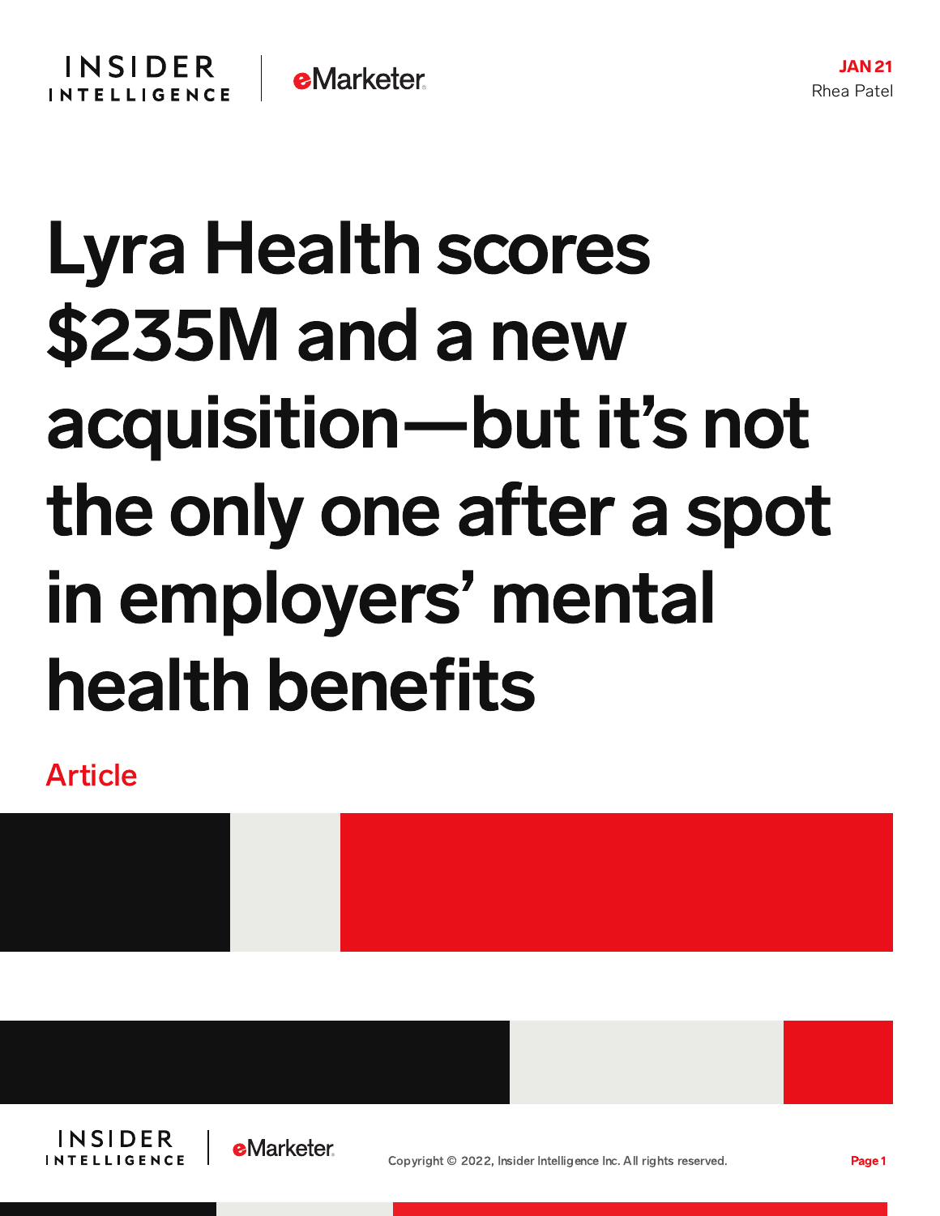JAN 21
Rhea Patel

# Lyra Health scores $235M and a new acquisition—but it's not the only one after a spot in employers' mental health benefits

Article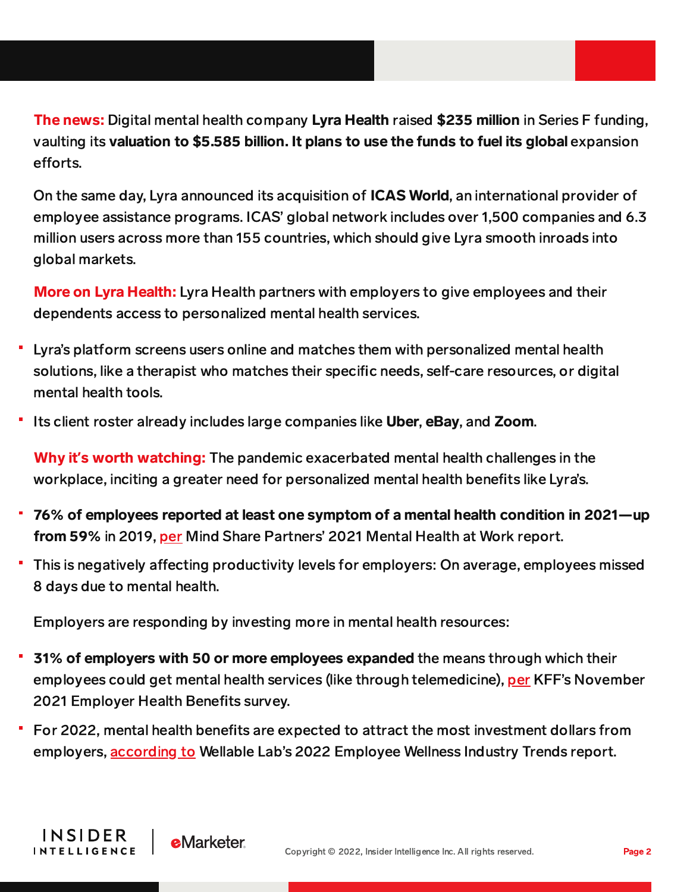**The news:** Digital mental health company **Lyra Health** raised **$235 million** in Series F funding, vaulting its **valuation to $5.585 billion. It plans to use the funds to fuel its global** expansion efforts.

On the same day, Lyra announced its acquisition of **ICAS World**, an international provider of employee assistance programs. ICAS' global network includes over 1,500 companies and 6.3 million users across more than 155 countries, which should give Lyra smooth inroads into global markets.

**More on Lyra Health:** Lyra Health partners with employers to give employees and their dependents access to personalized mental health services.

- Lyra's platform screens users online and matches them with personalized mental health solutions, like a therapist who matches their specific needs, self-care resources, or digital mental health tools.
- Its client roster already includes large companies like **Uber**, **eBay**, and **Zoom**.

**Why it's worth watching:** The pandemic exacerbated mental health challenges in the workplace, inciting a greater need for personalized mental health benefits like Lyra's.

- **76% of employees reported at least one symptom of a mental health condition in 2021—up from 59%** in 2019, per Mind Share Partners' 2021 Mental Health at Work report.
- This is negatively affecting productivity levels for employers: On average, employees missed 8 days due to mental health.

Employers are responding by investing more in mental health resources:

- **31% of employers with 50 or more employees expanded** the means through which their employees could get mental health services (like through telemedicine), per KFF's November 2021 Employer Health Benefits survey.
- For 2022, mental health benefits are expected to attract the most investment dollars from employers, according to Wellable Lab's 2022 Employee Wellness Industry Trends report.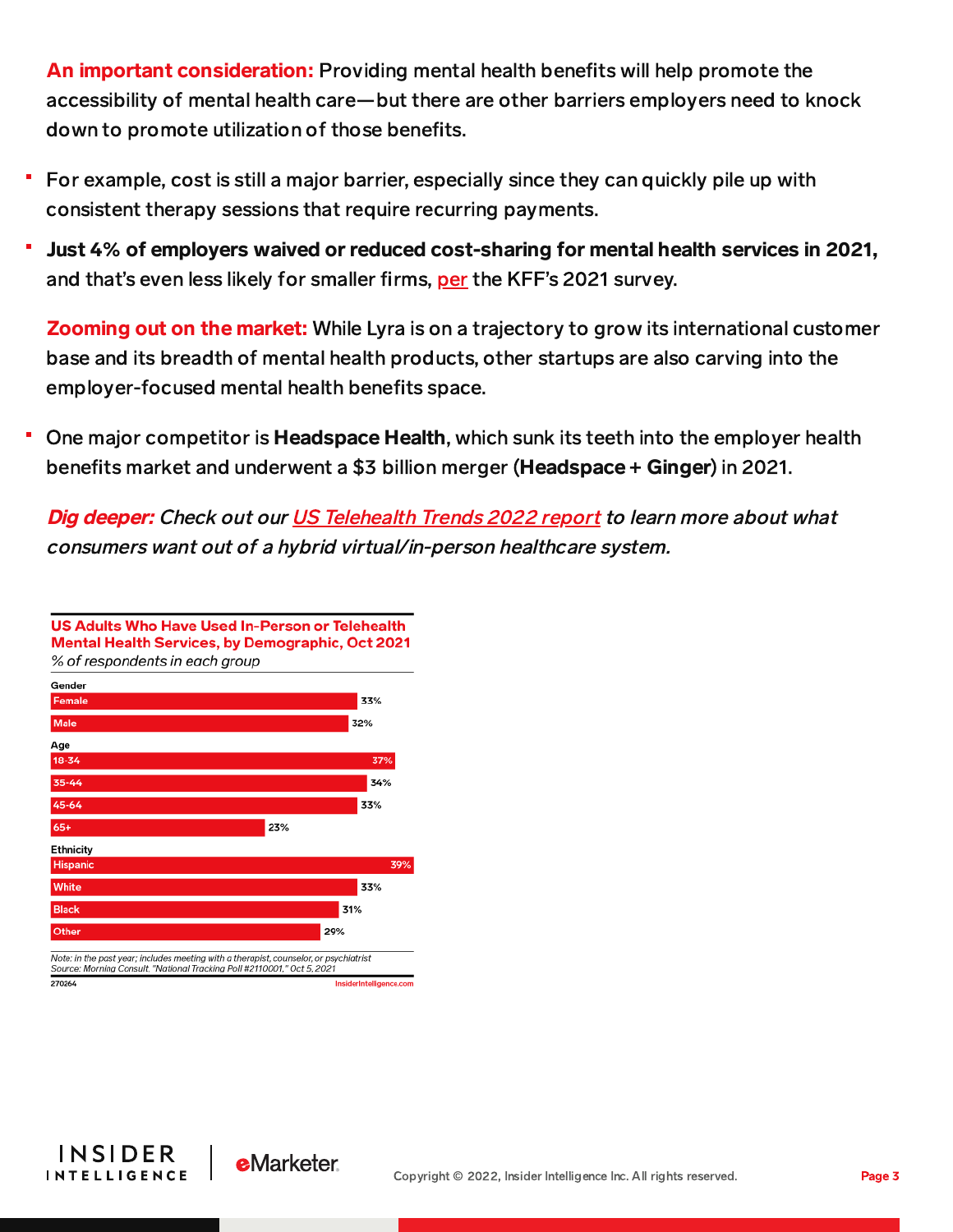**An important consideration:** Providing mental health benefits will help promote the accessibility of mental health care—but there are other barriers employers need to knock down to promote utilization of those benefits.

- For example, cost is still a major barrier, especially since they can quickly pile up with consistent therapy sessions that require recurring payments.
- **Just 4% of employers waived or reduced cost-sharing for mental health services in 2021,** and that's even less likely for smaller firms, per the KFF's 2021 survey.

**Zooming out on the market:** While Lyra is on a trajectory to grow its international customer base and its breadth of mental health products, other startups are also carving into the employer-focused mental health benefits space.

- One major competitor is **Headspace Health**, which sunk its teeth into the employer health benefits market and underwent a $3 billion merger (**Headspace** + **Ginger**) in 2021.

***Dig deeper:*** *Check out our US Telehealth Trends 2022 report to learn more about what consumers want out of a hybrid virtual/in-person healthcare system.*

**US Adults Who Have Used In-Person or Telehealth Mental Health Services, by Demographic, Oct 2021**

*% of respondents in each group*

Gender
Female 33%
Male 32%
Age
18-34 37%
35-44 34%
45-64 33%
65+ 23%
Ethnicity
Hispanic 39%
White 33%
Black 31%
Other 29%

*Note: in the past year; includes meeting with a therapist, counselor, or psychiatrist*
*Source: Morning Consult, "National Tracking Poll #2110001," Oct 5, 2021*

270264

InsiderIntelligence.com